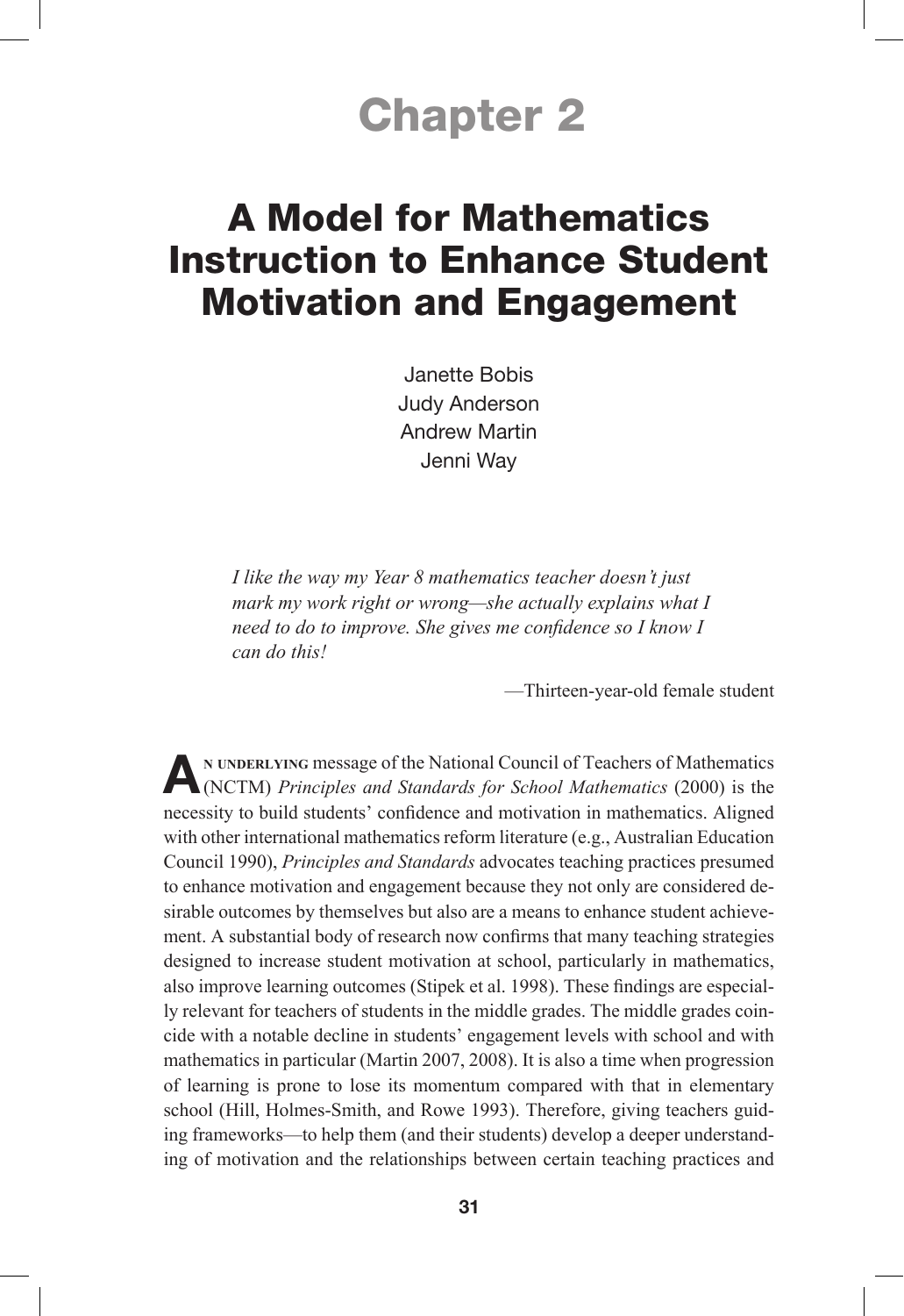# Chapter 2

## A Model for Mathematics Instruction to Enhance Student Motivation and Engagement

Janette Bobis
Judy Anderson
Andrew Martin
Jenni Way

> *I like the way my Year 8 mathematics teacher doesn't just mark my work right or wrong—she actually explains what I need to do to improve. She gives me confidence so I know I can do this!*
>
> —Thirteen-year-old female student

An underlying message of the National Council of Teachers of Mathematics (NCTM) *Principles and Standards for School Mathematics* (2000) is the necessity to build students' confidence and motivation in mathematics. Aligned with other international mathematics reform literature (e.g., Australian Education Council 1990), *Principles and Standards* advocates teaching practices presumed to enhance motivation and engagement because they not only are considered desirable outcomes by themselves but also are a means to enhance student achievement. A substantial body of research now confirms that many teaching strategies designed to increase student motivation at school, particularly in mathematics, also improve learning outcomes (Stipek et al. 1998). These findings are especially relevant for teachers of students in the middle grades. The middle grades coincide with a notable decline in students' engagement levels with school and with mathematics in particular (Martin 2007, 2008). It is also a time when progression of learning is prone to lose its momentum compared with that in elementary school (Hill, Holmes-Smith, and Rowe 1993). Therefore, giving teachers guiding frameworks—to help them (and their students) develop a deeper understanding of motivation and the relationships between certain teaching practices and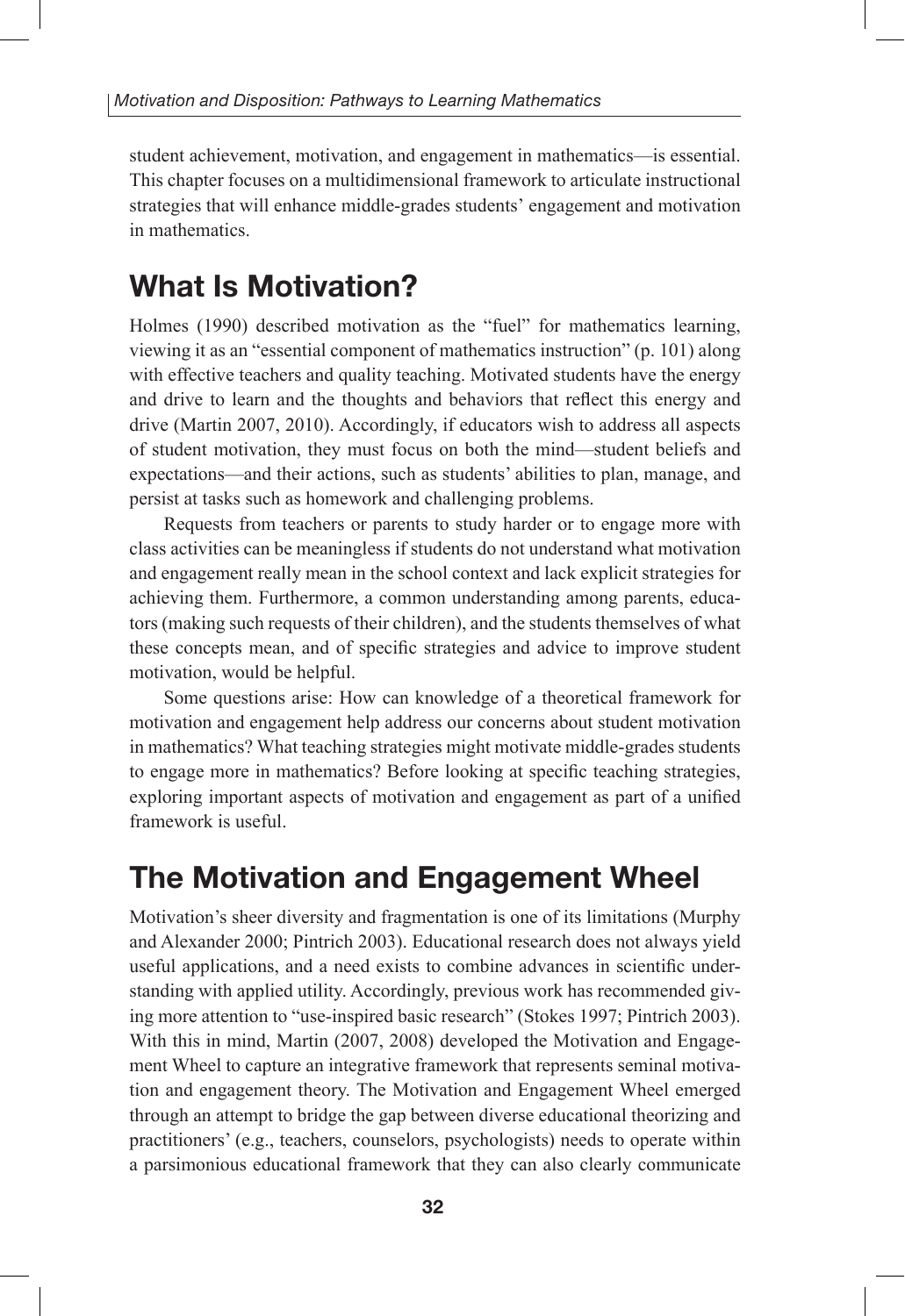student achievement, motivation, and engagement in mathematics—is essential. This chapter focuses on a multidimensional framework to articulate instructional strategies that will enhance middle-grades students' engagement and motivation in mathematics.

## What Is Motivation?

Holmes (1990) described motivation as the "fuel" for mathematics learning, viewing it as an "essential component of mathematics instruction" (p. 101) along with effective teachers and quality teaching. Motivated students have the energy and drive to learn and the thoughts and behaviors that reflect this energy and drive (Martin 2007, 2010). Accordingly, if educators wish to address all aspects of student motivation, they must focus on both the mind—student beliefs and expectations—and their actions, such as students' abilities to plan, manage, and persist at tasks such as homework and challenging problems.

Requests from teachers or parents to study harder or to engage more with class activities can be meaningless if students do not understand what motivation and engagement really mean in the school context and lack explicit strategies for achieving them. Furthermore, a common understanding among parents, educators (making such requests of their children), and the students themselves of what these concepts mean, and of specific strategies and advice to improve student motivation, would be helpful.

Some questions arise: How can knowledge of a theoretical framework for motivation and engagement help address our concerns about student motivation in mathematics? What teaching strategies might motivate middle-grades students to engage more in mathematics? Before looking at specific teaching strategies, exploring important aspects of motivation and engagement as part of a unified framework is useful.

## The Motivation and Engagement Wheel

Motivation's sheer diversity and fragmentation is one of its limitations (Murphy and Alexander 2000; Pintrich 2003). Educational research does not always yield useful applications, and a need exists to combine advances in scientific understanding with applied utility. Accordingly, previous work has recommended giving more attention to "use-inspired basic research" (Stokes 1997; Pintrich 2003). With this in mind, Martin (2007, 2008) developed the Motivation and Engagement Wheel to capture an integrative framework that represents seminal motivation and engagement theory. The Motivation and Engagement Wheel emerged through an attempt to bridge the gap between diverse educational theorizing and practitioners' (e.g., teachers, counselors, psychologists) needs to operate within a parsimonious educational framework that they can also clearly communicate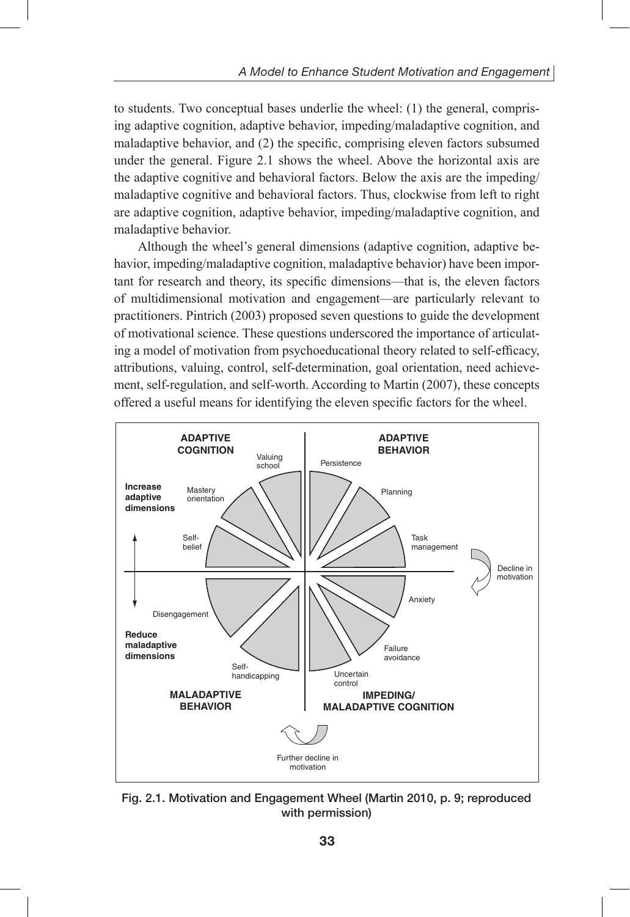to students. Two conceptual bases underlie the wheel: (1) the general, comprising adaptive cognition, adaptive behavior, impeding/maladaptive cognition, and maladaptive behavior, and (2) the specific, comprising eleven factors subsumed under the general. Figure 2.1 shows the wheel. Above the horizontal axis are the adaptive cognitive and behavioral factors. Below the axis are the impeding/maladaptive cognitive and behavioral factors. Thus, clockwise from left to right are adaptive cognition, adaptive behavior, impeding/maladaptive cognition, and maladaptive behavior.

Although the wheel's general dimensions (adaptive cognition, adaptive behavior, impeding/maladaptive cognition, maladaptive behavior) have been important for research and theory, its specific dimensions—that is, the eleven factors of multidimensional motivation and engagement—are particularly relevant to practitioners. Pintrich (2003) proposed seven questions to guide the development of motivational science. These questions underscored the importance of articulating a model of motivation from psychoeducational theory related to self-efficacy, attributions, valuing, control, self-determination, goal orientation, need achievement, self-regulation, and self-worth. According to Martin (2007), these concepts offered a useful means for identifying the eleven specific factors for the wheel.

**Fig. 2.1. Motivation and Engagement Wheel (Martin 2010, p. 9; reproduced with permission)**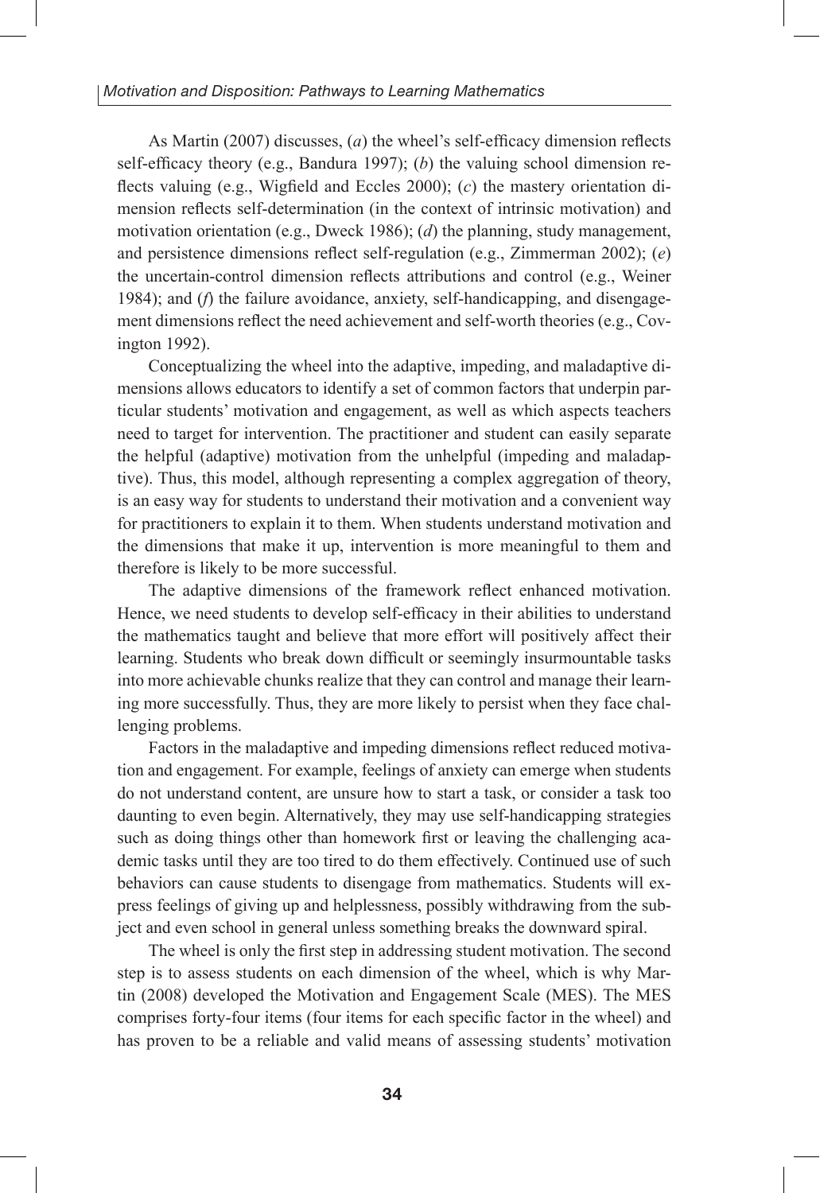As Martin (2007) discusses, (*a*) the wheel's self-efficacy dimension reflects self-efficacy theory (e.g., Bandura 1997); (*b*) the valuing school dimension reflects valuing (e.g., Wigfield and Eccles 2000); (*c*) the mastery orientation dimension reflects self-determination (in the context of intrinsic motivation) and motivation orientation (e.g., Dweck 1986); (*d*) the planning, study management, and persistence dimensions reflect self-regulation (e.g., Zimmerman 2002); (*e*) the uncertain-control dimension reflects attributions and control (e.g., Weiner 1984); and (*f*) the failure avoidance, anxiety, self-handicapping, and disengagement dimensions reflect the need achievement and self-worth theories (e.g., Covington 1992).

Conceptualizing the wheel into the adaptive, impeding, and maladaptive dimensions allows educators to identify a set of common factors that underpin particular students' motivation and engagement, as well as which aspects teachers need to target for intervention. The practitioner and student can easily separate the helpful (adaptive) motivation from the unhelpful (impeding and maladaptive). Thus, this model, although representing a complex aggregation of theory, is an easy way for students to understand their motivation and a convenient way for practitioners to explain it to them. When students understand motivation and the dimensions that make it up, intervention is more meaningful to them and therefore is likely to be more successful.

The adaptive dimensions of the framework reflect enhanced motivation. Hence, we need students to develop self-efficacy in their abilities to understand the mathematics taught and believe that more effort will positively affect their learning. Students who break down difficult or seemingly insurmountable tasks into more achievable chunks realize that they can control and manage their learning more successfully. Thus, they are more likely to persist when they face challenging problems.

Factors in the maladaptive and impeding dimensions reflect reduced motivation and engagement. For example, feelings of anxiety can emerge when students do not understand content, are unsure how to start a task, or consider a task too daunting to even begin. Alternatively, they may use self-handicapping strategies such as doing things other than homework first or leaving the challenging academic tasks until they are too tired to do them effectively. Continued use of such behaviors can cause students to disengage from mathematics. Students will express feelings of giving up and helplessness, possibly withdrawing from the subject and even school in general unless something breaks the downward spiral.

The wheel is only the first step in addressing student motivation. The second step is to assess students on each dimension of the wheel, which is why Martin (2008) developed the Motivation and Engagement Scale (MES). The MES comprises forty-four items (four items for each specific factor in the wheel) and has proven to be a reliable and valid means of assessing students' motivation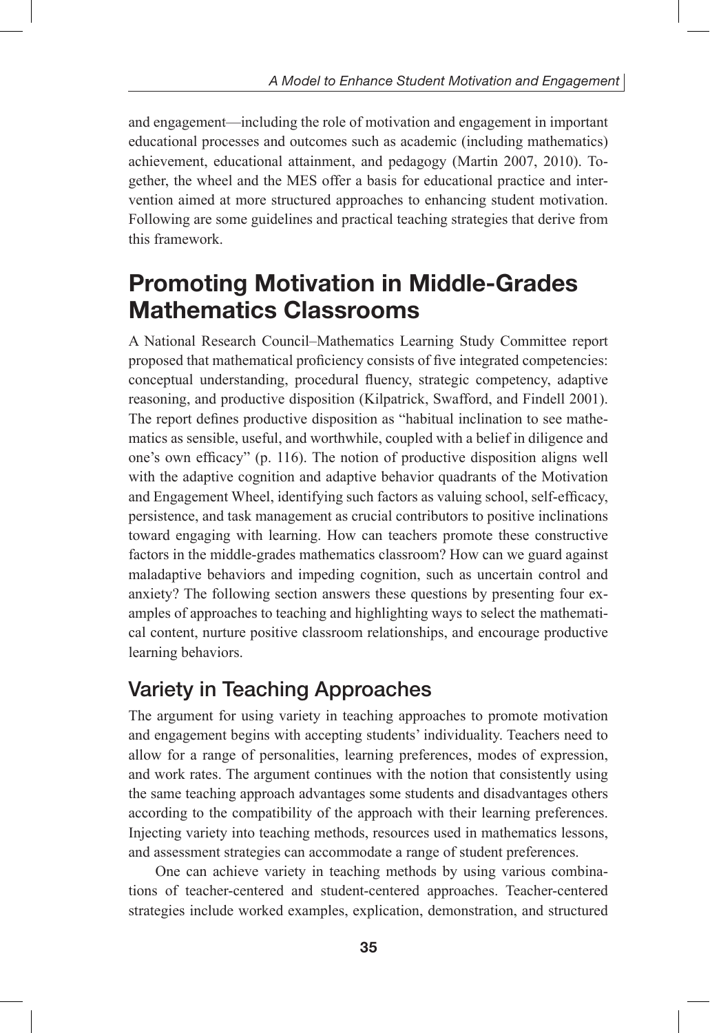and engagement—including the role of motivation and engagement in important educational processes and outcomes such as academic (including mathematics) achievement, educational attainment, and pedagogy (Martin 2007, 2010). Together, the wheel and the MES offer a basis for educational practice and intervention aimed at more structured approaches to enhancing student motivation. Following are some guidelines and practical teaching strategies that derive from this framework.

## Promoting Motivation in Middle-Grades Mathematics Classrooms

A National Research Council–Mathematics Learning Study Committee report proposed that mathematical proficiency consists of five integrated competencies: conceptual understanding, procedural fluency, strategic competency, adaptive reasoning, and productive disposition (Kilpatrick, Swafford, and Findell 2001). The report defines productive disposition as "habitual inclination to see mathematics as sensible, useful, and worthwhile, coupled with a belief in diligence and one's own efficacy" (p. 116). The notion of productive disposition aligns well with the adaptive cognition and adaptive behavior quadrants of the Motivation and Engagement Wheel, identifying such factors as valuing school, self-efficacy, persistence, and task management as crucial contributors to positive inclinations toward engaging with learning. How can teachers promote these constructive factors in the middle-grades mathematics classroom? How can we guard against maladaptive behaviors and impeding cognition, such as uncertain control and anxiety? The following section answers these questions by presenting four examples of approaches to teaching and highlighting ways to select the mathematical content, nurture positive classroom relationships, and encourage productive learning behaviors.

### Variety in Teaching Approaches

The argument for using variety in teaching approaches to promote motivation and engagement begins with accepting students' individuality. Teachers need to allow for a range of personalities, learning preferences, modes of expression, and work rates. The argument continues with the notion that consistently using the same teaching approach advantages some students and disadvantages others according to the compatibility of the approach with their learning preferences. Injecting variety into teaching methods, resources used in mathematics lessons, and assessment strategies can accommodate a range of student preferences.

One can achieve variety in teaching methods by using various combinations of teacher-centered and student-centered approaches. Teacher-centered strategies include worked examples, explication, demonstration, and structured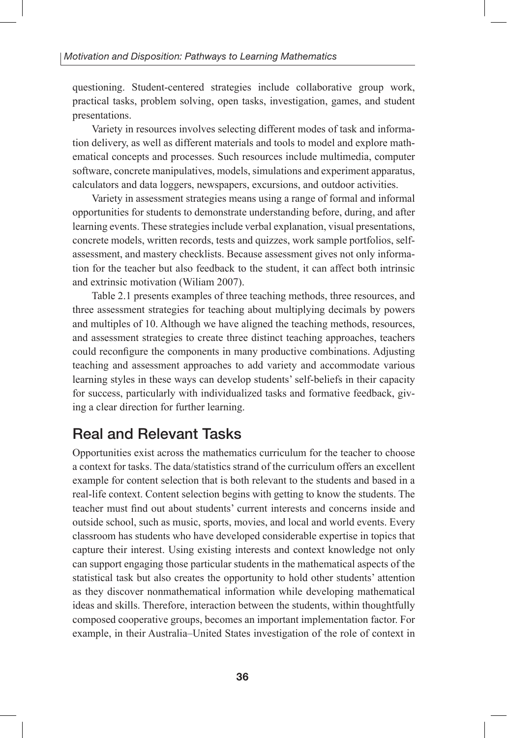questioning. Student-centered strategies include collaborative group work, practical tasks, problem solving, open tasks, investigation, games, and student presentations.

Variety in resources involves selecting different modes of task and information delivery, as well as different materials and tools to model and explore mathematical concepts and processes. Such resources include multimedia, computer software, concrete manipulatives, models, simulations and experiment apparatus, calculators and data loggers, newspapers, excursions, and outdoor activities.

Variety in assessment strategies means using a range of formal and informal opportunities for students to demonstrate understanding before, during, and after learning events. These strategies include verbal explanation, visual presentations, concrete models, written records, tests and quizzes, work sample portfolios, self-assessment, and mastery checklists. Because assessment gives not only information for the teacher but also feedback to the student, it can affect both intrinsic and extrinsic motivation (Wiliam 2007).

Table 2.1 presents examples of three teaching methods, three resources, and three assessment strategies for teaching about multiplying decimals by powers and multiples of 10. Although we have aligned the teaching methods, resources, and assessment strategies to create three distinct teaching approaches, teachers could reconfigure the components in many productive combinations. Adjusting teaching and assessment approaches to add variety and accommodate various learning styles in these ways can develop students' self-beliefs in their capacity for success, particularly with individualized tasks and formative feedback, giving a clear direction for further learning.

## Real and Relevant Tasks

Opportunities exist across the mathematics curriculum for the teacher to choose a context for tasks. The data/statistics strand of the curriculum offers an excellent example for content selection that is both relevant to the students and based in a real-life context. Content selection begins with getting to know the students. The teacher must find out about students' current interests and concerns inside and outside school, such as music, sports, movies, and local and world events. Every classroom has students who have developed considerable expertise in topics that capture their interest. Using existing interests and context knowledge not only can support engaging those particular students in the mathematical aspects of the statistical task but also creates the opportunity to hold other students' attention as they discover nonmathematical information while developing mathematical ideas and skills. Therefore, interaction between the students, within thoughtfully composed cooperative groups, becomes an important implementation factor. For example, in their Australia–United States investigation of the role of context in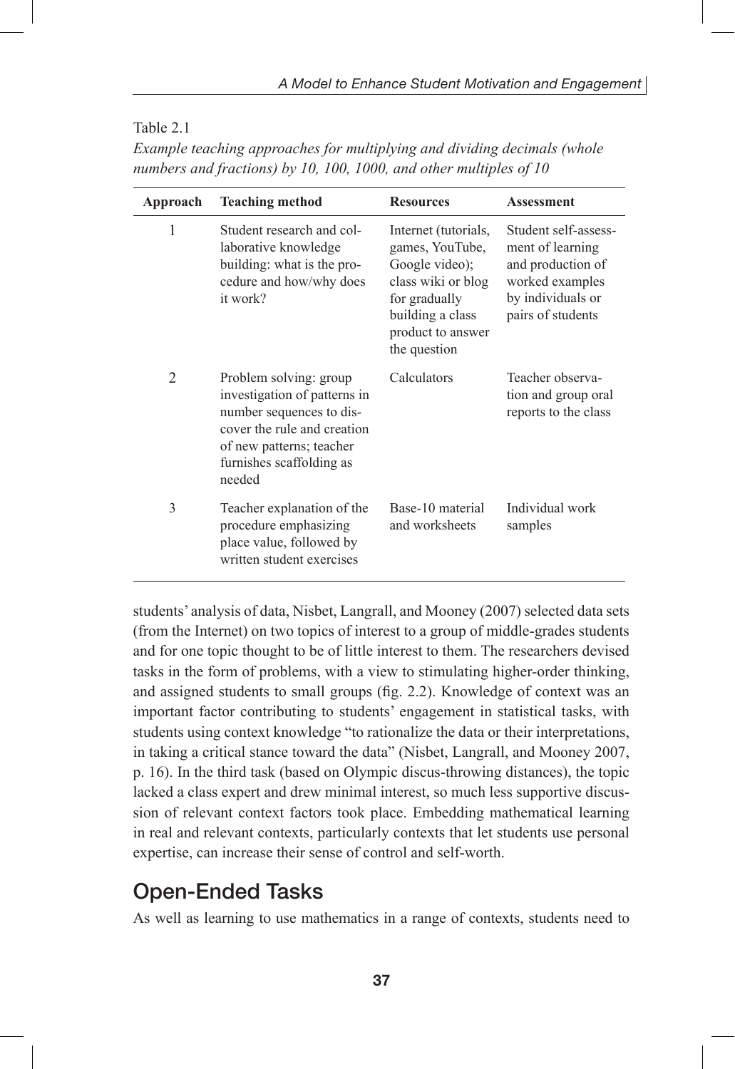Table 2.1

*Example teaching approaches for multiplying and dividing decimals (whole numbers and fractions) by 10, 100, 1000, and other multiples of 10*

| Approach | Teaching method | Resources | Assessment |
|---|---|---|---|
| 1 | Student research and collaborative knowledge building: what is the procedure and how/why does it work? | Internet (tutorials, games, YouTube, Google video); class wiki or blog for gradually building a class product to answer the question | Student self-assessment of learning and production of worked examples by individuals or pairs of students |
| 2 | Problem solving: group investigation of patterns in number sequences to discover the rule and creation of new patterns; teacher furnishes scaffolding as needed | Calculators | Teacher observation and group oral reports to the class |
| 3 | Teacher explanation of the procedure emphasizing place value, followed by written student exercises | Base-10 material and worksheets | Individual work samples |

students' analysis of data, Nisbet, Langrall, and Mooney (2007) selected data sets (from the Internet) on two topics of interest to a group of middle-grades students and for one topic thought to be of little interest to them. The researchers devised tasks in the form of problems, with a view to stimulating higher-order thinking, and assigned students to small groups (fig. 2.2). Knowledge of context was an important factor contributing to students' engagement in statistical tasks, with students using context knowledge "to rationalize the data or their interpretations, in taking a critical stance toward the data" (Nisbet, Langrall, and Mooney 2007, p. 16). In the third task (based on Olympic discus-throwing distances), the topic lacked a class expert and drew minimal interest, so much less supportive discussion of relevant context factors took place. Embedding mathematical learning in real and relevant contexts, particularly contexts that let students use personal expertise, can increase their sense of control and self-worth.

## Open-Ended Tasks

As well as learning to use mathematics in a range of contexts, students need to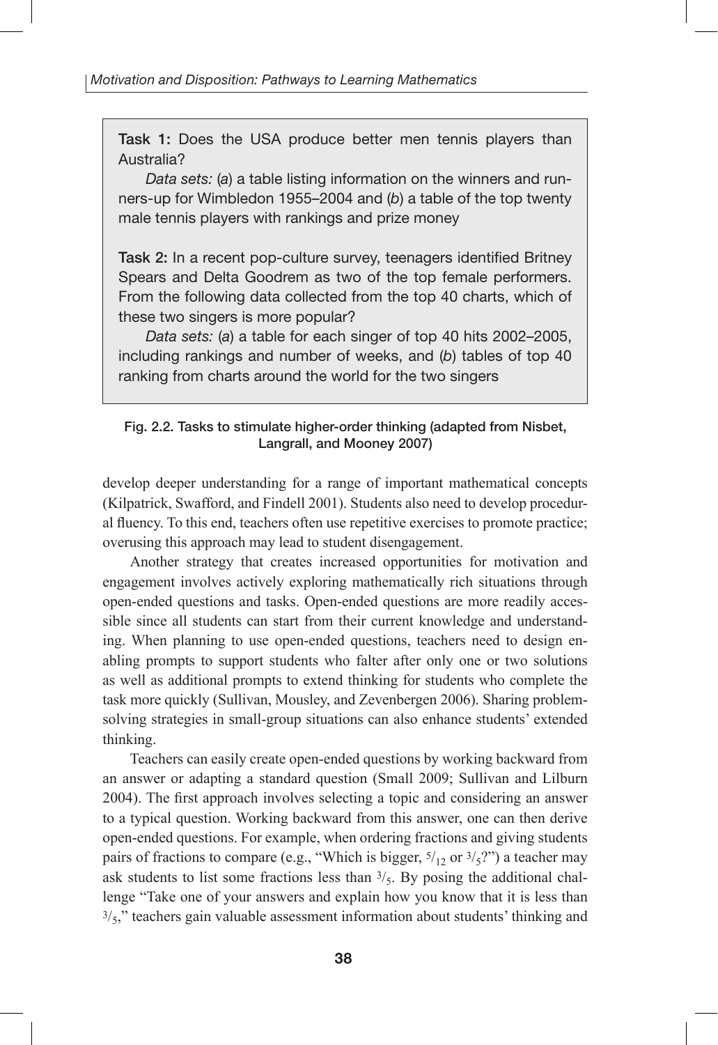> **Task 1:** Does the USA produce better men tennis players than Australia?
>
> *Data sets:* (*a*) a table listing information on the winners and runners-up for Wimbledon 1955–2004 and (*b*) a table of the top twenty male tennis players with rankings and prize money
>
> **Task 2:** In a recent pop-culture survey, teenagers identified Britney Spears and Delta Goodrem as two of the top female performers. From the following data collected from the top 40 charts, which of these two singers is more popular?
>
> *Data sets:* (*a*) a table for each singer of top 40 hits 2002–2005, including rankings and number of weeks, and (*b*) tables of top 40 ranking from charts around the world for the two singers

**Fig. 2.2. Tasks to stimulate higher-order thinking (adapted from Nisbet, Langrall, and Mooney 2007)**

develop deeper understanding for a range of important mathematical concepts (Kilpatrick, Swafford, and Findell 2001). Students also need to develop procedural fluency. To this end, teachers often use repetitive exercises to promote practice; overusing this approach may lead to student disengagement.

Another strategy that creates increased opportunities for motivation and engagement involves actively exploring mathematically rich situations through open-ended questions and tasks. Open-ended questions are more readily accessible since all students can start from their current knowledge and understanding. When planning to use open-ended questions, teachers need to design enabling prompts to support students who falter after only one or two solutions as well as additional prompts to extend thinking for students who complete the task more quickly (Sullivan, Mousley, and Zevenbergen 2006). Sharing problem-solving strategies in small-group situations can also enhance students' extended thinking.

Teachers can easily create open-ended questions by working backward from an answer or adapting a standard question (Small 2009; Sullivan and Lilburn 2004). The first approach involves selecting a topic and considering an answer to a typical question. Working backward from this answer, one can then derive open-ended questions. For example, when ordering fractions and giving students pairs of fractions to compare (e.g., "Which is bigger, $5/12$ or $3/5$?") a teacher may ask students to list some fractions less than $3/5$. By posing the additional challenge "Take one of your answers and explain how you know that it is less than $3/5$," teachers gain valuable assessment information about students' thinking and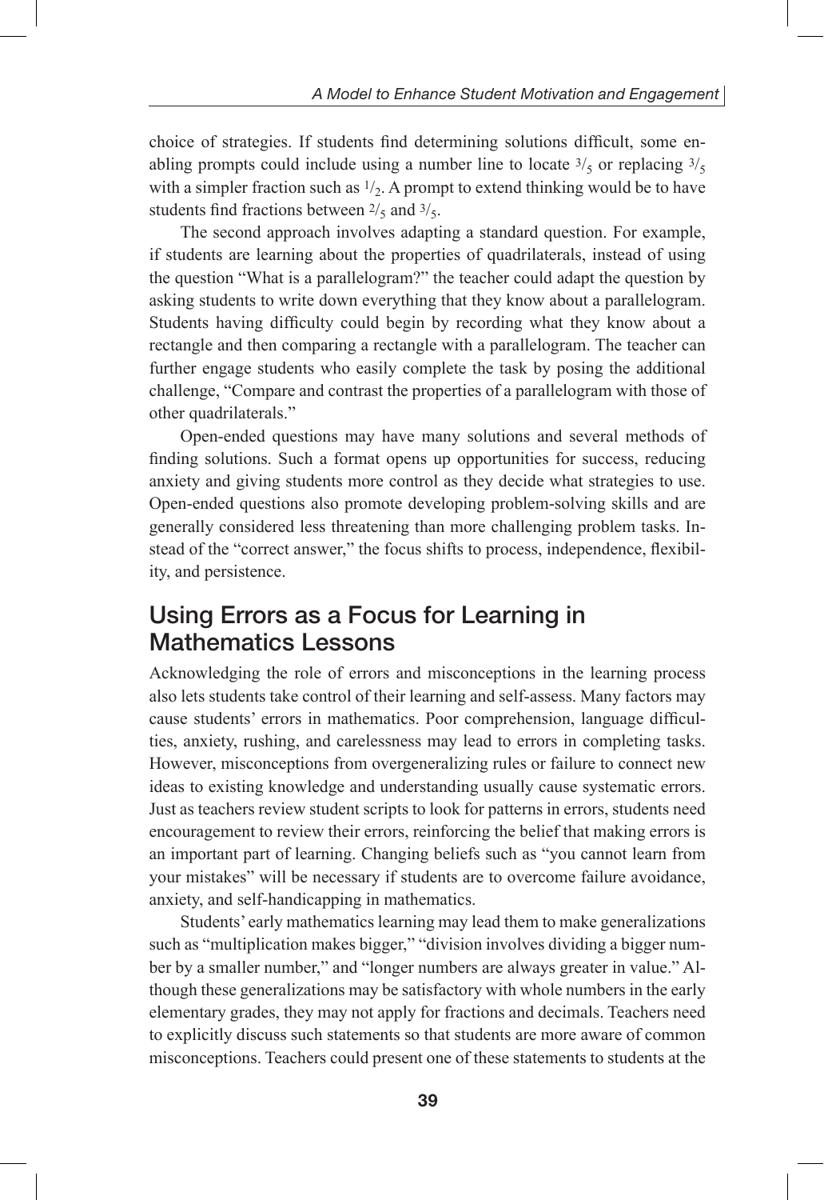choice of strategies. If students find determining solutions difficult, some enabling prompts could include using a number line to locate $3/5$ or replacing $3/5$ with a simpler fraction such as $1/2$. A prompt to extend thinking would be to have students find fractions between $2/5$ and $3/5$.

The second approach involves adapting a standard question. For example, if students are learning about the properties of quadrilaterals, instead of using the question "What is a parallelogram?" the teacher could adapt the question by asking students to write down everything that they know about a parallelogram. Students having difficulty could begin by recording what they know about a rectangle and then comparing a rectangle with a parallelogram. The teacher can further engage students who easily complete the task by posing the additional challenge, "Compare and contrast the properties of a parallelogram with those of other quadrilaterals."

Open-ended questions may have many solutions and several methods of finding solutions. Such a format opens up opportunities for success, reducing anxiety and giving students more control as they decide what strategies to use. Open-ended questions also promote developing problem-solving skills and are generally considered less threatening than more challenging problem tasks. Instead of the "correct answer," the focus shifts to process, independence, flexibility, and persistence.

## Using Errors as a Focus for Learning in Mathematics Lessons

Acknowledging the role of errors and misconceptions in the learning process also lets students take control of their learning and self-assess. Many factors may cause students' errors in mathematics. Poor comprehension, language difficulties, anxiety, rushing, and carelessness may lead to errors in completing tasks. However, misconceptions from overgeneralizing rules or failure to connect new ideas to existing knowledge and understanding usually cause systematic errors. Just as teachers review student scripts to look for patterns in errors, students need encouragement to review their errors, reinforcing the belief that making errors is an important part of learning. Changing beliefs such as "you cannot learn from your mistakes" will be necessary if students are to overcome failure avoidance, anxiety, and self-handicapping in mathematics.

Students' early mathematics learning may lead them to make generalizations such as "multiplication makes bigger," "division involves dividing a bigger number by a smaller number," and "longer numbers are always greater in value." Although these generalizations may be satisfactory with whole numbers in the early elementary grades, they may not apply for fractions and decimals. Teachers need to explicitly discuss such statements so that students are more aware of common misconceptions. Teachers could present one of these statements to students at the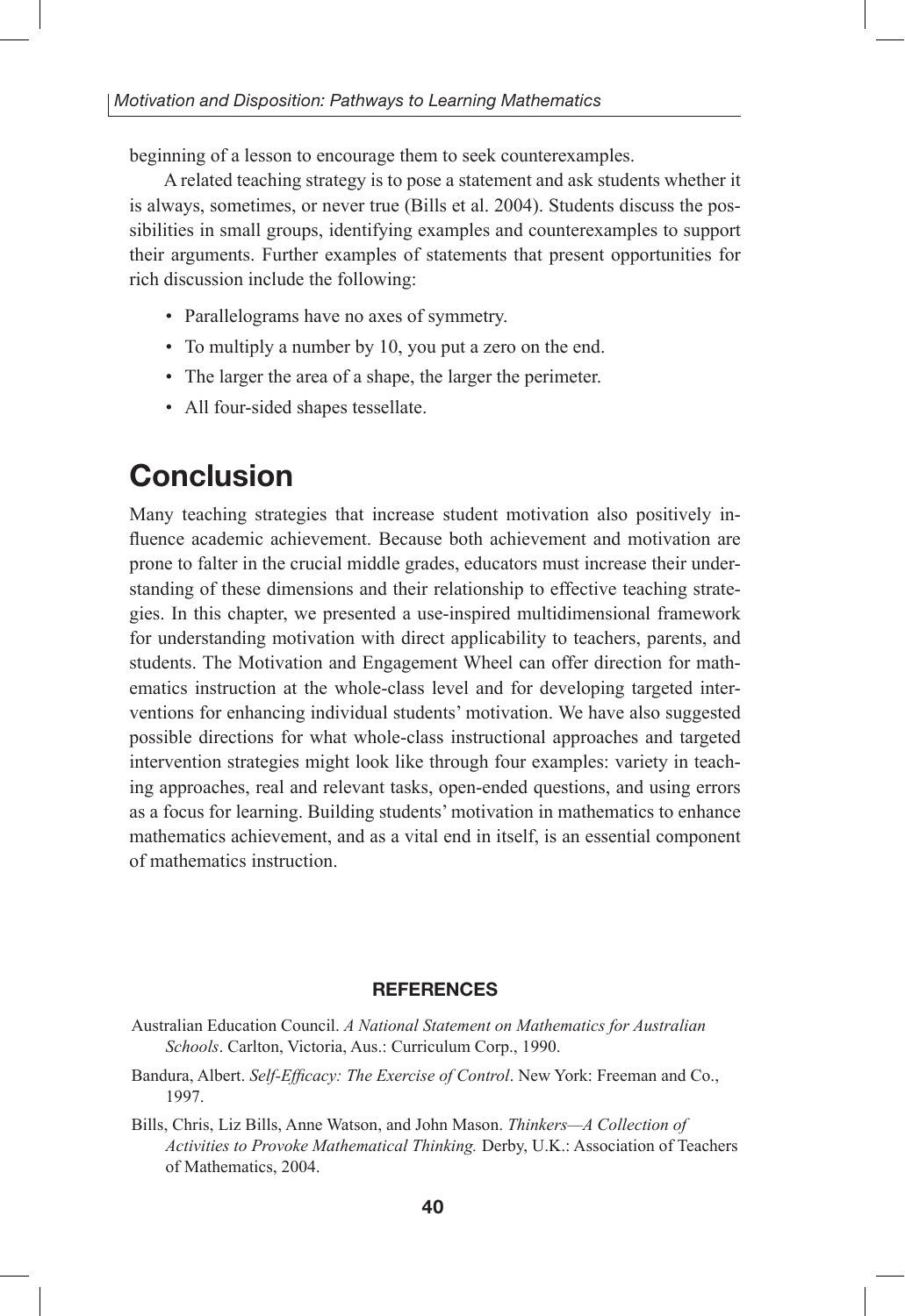beginning of a lesson to encourage them to seek counterexamples.

A related teaching strategy is to pose a statement and ask students whether it is always, sometimes, or never true (Bills et al. 2004). Students discuss the possibilities in small groups, identifying examples and counterexamples to support their arguments. Further examples of statements that present opportunities for rich discussion include the following:

- Parallelograms have no axes of symmetry.
- To multiply a number by 10, you put a zero on the end.
- The larger the area of a shape, the larger the perimeter.
- All four-sided shapes tessellate.

## Conclusion

Many teaching strategies that increase student motivation also positively influence academic achievement. Because both achievement and motivation are prone to falter in the crucial middle grades, educators must increase their understanding of these dimensions and their relationship to effective teaching strategies. In this chapter, we presented a use-inspired multidimensional framework for understanding motivation with direct applicability to teachers, parents, and students. The Motivation and Engagement Wheel can offer direction for mathematics instruction at the whole-class level and for developing targeted interventions for enhancing individual students' motivation. We have also suggested possible directions for what whole-class instructional approaches and targeted intervention strategies might look like through four examples: variety in teaching approaches, real and relevant tasks, open-ended questions, and using errors as a focus for learning. Building students' motivation in mathematics to enhance mathematics achievement, and as a vital end in itself, is an essential component of mathematics instruction.

### REFERENCES

Australian Education Council. *A National Statement on Mathematics for Australian Schools*. Carlton, Victoria, Aus.: Curriculum Corp., 1990.

Bandura, Albert. *Self-Efficacy: The Exercise of Control*. New York: Freeman and Co., 1997.

Bills, Chris, Liz Bills, Anne Watson, and John Mason. *Thinkers—A Collection of Activities to Provoke Mathematical Thinking.* Derby, U.K.: Association of Teachers of Mathematics, 2004.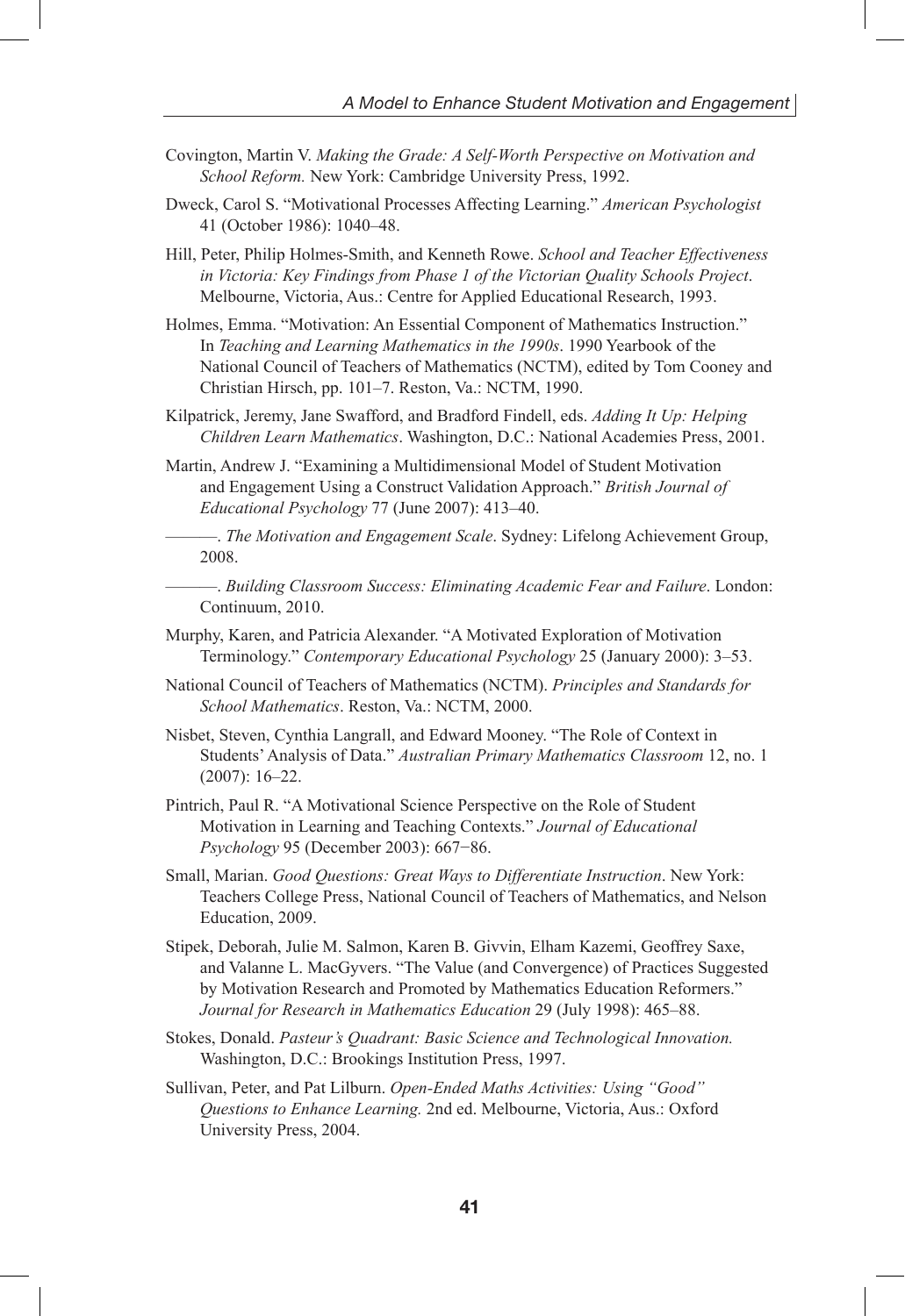Covington, Martin V. *Making the Grade: A Self-Worth Perspective on Motivation and School Reform.* New York: Cambridge University Press, 1992.

Dweck, Carol S. "Motivational Processes Affecting Learning." *American Psychologist* 41 (October 1986): 1040–48.

Hill, Peter, Philip Holmes-Smith, and Kenneth Rowe. *School and Teacher Effectiveness in Victoria: Key Findings from Phase 1 of the Victorian Quality Schools Project*. Melbourne, Victoria, Aus.: Centre for Applied Educational Research, 1993.

Holmes, Emma. "Motivation: An Essential Component of Mathematics Instruction." In *Teaching and Learning Mathematics in the 1990s*. 1990 Yearbook of the National Council of Teachers of Mathematics (NCTM), edited by Tom Cooney and Christian Hirsch, pp. 101–7. Reston, Va.: NCTM, 1990.

Kilpatrick, Jeremy, Jane Swafford, and Bradford Findell, eds. *Adding It Up: Helping Children Learn Mathematics*. Washington, D.C.: National Academies Press, 2001.

Martin, Andrew J. "Examining a Multidimensional Model of Student Motivation and Engagement Using a Construct Validation Approach." *British Journal of Educational Psychology* 77 (June 2007): 413–40.

———. *The Motivation and Engagement Scale*. Sydney: Lifelong Achievement Group, 2008.

———. *Building Classroom Success: Eliminating Academic Fear and Failure*. London: Continuum, 2010.

Murphy, Karen, and Patricia Alexander. "A Motivated Exploration of Motivation Terminology." *Contemporary Educational Psychology* 25 (January 2000): 3–53.

National Council of Teachers of Mathematics (NCTM). *Principles and Standards for School Mathematics*. Reston, Va.: NCTM, 2000.

Nisbet, Steven, Cynthia Langrall, and Edward Mooney. "The Role of Context in Students' Analysis of Data." *Australian Primary Mathematics Classroom* 12, no. 1 (2007): 16–22.

Pintrich, Paul R. "A Motivational Science Perspective on the Role of Student Motivation in Learning and Teaching Contexts." *Journal of Educational Psychology* 95 (December 2003): 667−86.

Small, Marian. *Good Questions: Great Ways to Differentiate Instruction*. New York: Teachers College Press, National Council of Teachers of Mathematics, and Nelson Education, 2009.

Stipek, Deborah, Julie M. Salmon, Karen B. Givvin, Elham Kazemi, Geoffrey Saxe, and Valanne L. MacGyvers. "The Value (and Convergence) of Practices Suggested by Motivation Research and Promoted by Mathematics Education Reformers." *Journal for Research in Mathematics Education* 29 (July 1998): 465–88.

Stokes, Donald. *Pasteur's Quadrant: Basic Science and Technological Innovation.* Washington, D.C.: Brookings Institution Press, 1997.

Sullivan, Peter, and Pat Lilburn. *Open-Ended Maths Activities: Using "Good" Questions to Enhance Learning.* 2nd ed. Melbourne, Victoria, Aus.: Oxford University Press, 2004.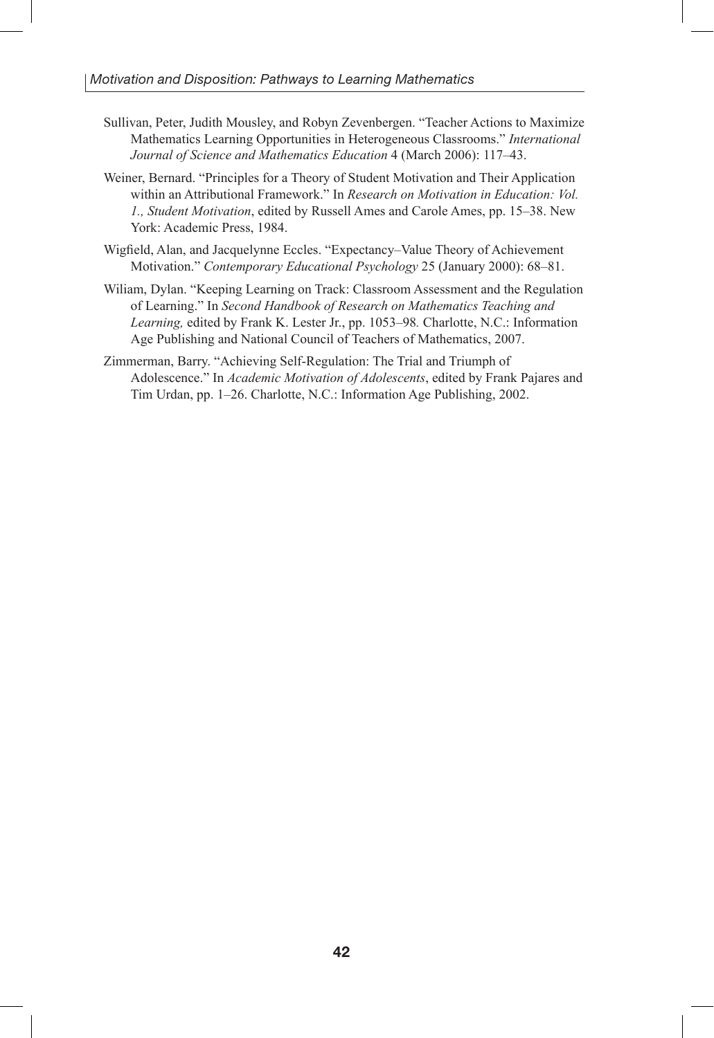Sullivan, Peter, Judith Mousley, and Robyn Zevenbergen. "Teacher Actions to Maximize Mathematics Learning Opportunities in Heterogeneous Classrooms." *International Journal of Science and Mathematics Education* 4 (March 2006): 117–43.

Weiner, Bernard. "Principles for a Theory of Student Motivation and Their Application within an Attributional Framework." In *Research on Motivation in Education: Vol. 1., Student Motivation*, edited by Russell Ames and Carole Ames, pp. 15–38. New York: Academic Press, 1984.

Wigfield, Alan, and Jacquelynne Eccles. "Expectancy–Value Theory of Achievement Motivation." *Contemporary Educational Psychology* 25 (January 2000): 68–81.

Wiliam, Dylan. "Keeping Learning on Track: Classroom Assessment and the Regulation of Learning." In *Second Handbook of Research on Mathematics Teaching and Learning,* edited by Frank K. Lester Jr., pp. 1053–98*.* Charlotte, N.C.: Information Age Publishing and National Council of Teachers of Mathematics, 2007.

Zimmerman, Barry. "Achieving Self-Regulation: The Trial and Triumph of Adolescence." In *Academic Motivation of Adolescents*, edited by Frank Pajares and Tim Urdan, pp. 1–26. Charlotte, N.C.: Information Age Publishing, 2002.